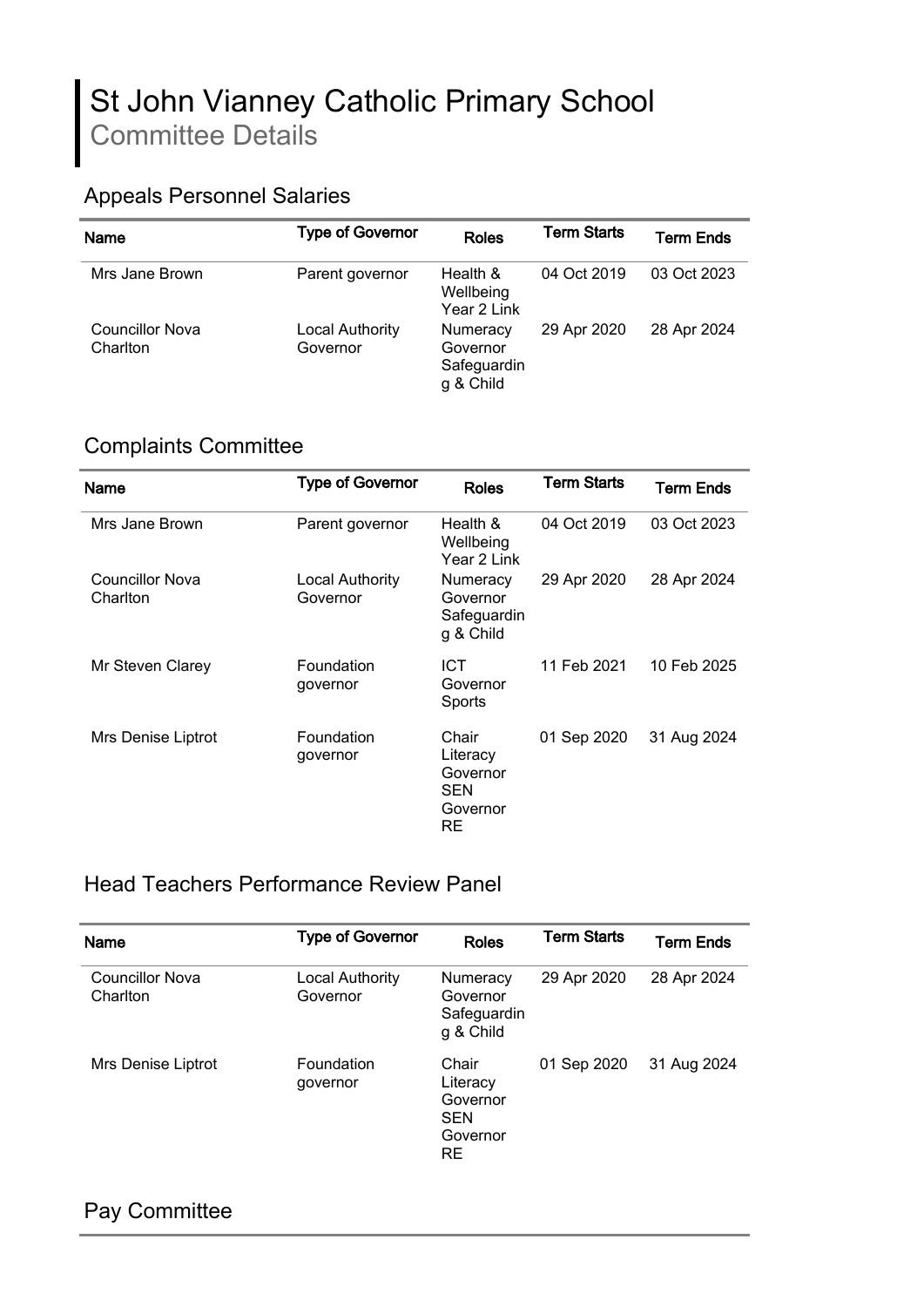# St John Vianney Catholic Primary School

## Committee Details

### Appeals Personnel Salaries

| Name | Type of Governor | Roles | Term Starts | Term Ends |
|---|---|---|---|---|
| Mrs Jane Brown | Parent governor | Health & Wellbeing Year 2 Link | 04 Oct 2019 | 03 Oct 2023 |
| Councillor Nova Charlton | Local Authority Governor | Numeracy Governor Safeguarding & Child | 29 Apr 2020 | 28 Apr 2024 |

### Complaints Committee

| Name | Type of Governor | Roles | Term Starts | Term Ends |
|---|---|---|---|---|
| Mrs Jane Brown | Parent governor | Health & Wellbeing Year 2 Link | 04 Oct 2019 | 03 Oct 2023 |
| Councillor Nova Charlton | Local Authority Governor | Numeracy Governor Safeguarding & Child | 29 Apr 2020 | 28 Apr 2024 |
| Mr Steven Clarey | Foundation governor | ICT Governor Sports | 11 Feb 2021 | 10 Feb 2025 |
| Mrs Denise Liptrot | Foundation governor | Chair Literacy Governor SEN Governor RE | 01 Sep 2020 | 31 Aug 2024 |

### Head Teachers Performance Review Panel

| Name | Type of Governor | Roles | Term Starts | Term Ends |
|---|---|---|---|---|
| Councillor Nova Charlton | Local Authority Governor | Numeracy Governor Safeguarding & Child | 29 Apr 2020 | 28 Apr 2024 |
| Mrs Denise Liptrot | Foundation governor | Chair Literacy Governor SEN Governor RE | 01 Sep 2020 | 31 Aug 2024 |

### Pay Committee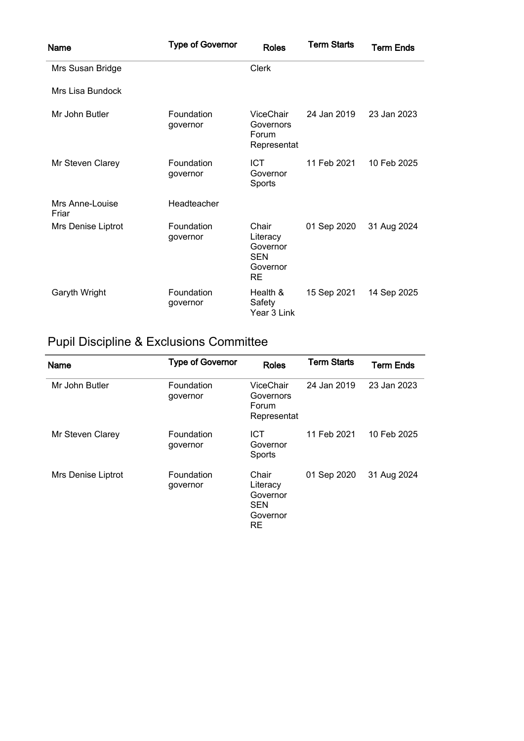| Name | Type of Governor | Roles | Term Starts | Term Ends |
|---|---|---|---|---|
| Mrs Susan Bridge | | Clerk | | |
| Mrs Lisa Bundock | | | | |
| Mr John Butler | Foundation governor | ViceChair Governors Forum Representat | 24 Jan 2019 | 23 Jan 2023 |
| Mr Steven Clarey | Foundation governor | ICT Governor Sports | 11 Feb 2021 | 10 Feb 2025 |
| Mrs Anne-Louise Friar | Headteacher | | | |
| Mrs Denise Liptrot | Foundation governor | Chair Literacy Governor SEN Governor RE | 01 Sep 2020 | 31 Aug 2024 |
| Garyth Wright | Foundation governor | Health & Safety Year 3 Link | 15 Sep 2021 | 14 Sep 2025 |

## Pupil Discipline & Exclusions Committee

| Name | Type of Governor | Roles | Term Starts | Term Ends |
|---|---|---|---|---|
| Mr John Butler | Foundation governor | ViceChair Governors Forum Representat | 24 Jan 2019 | 23 Jan 2023 |
| Mr Steven Clarey | Foundation governor | ICT Governor Sports | 11 Feb 2021 | 10 Feb 2025 |
| Mrs Denise Liptrot | Foundation governor | Chair Literacy Governor SEN Governor RE | 01 Sep 2020 | 31 Aug 2024 |